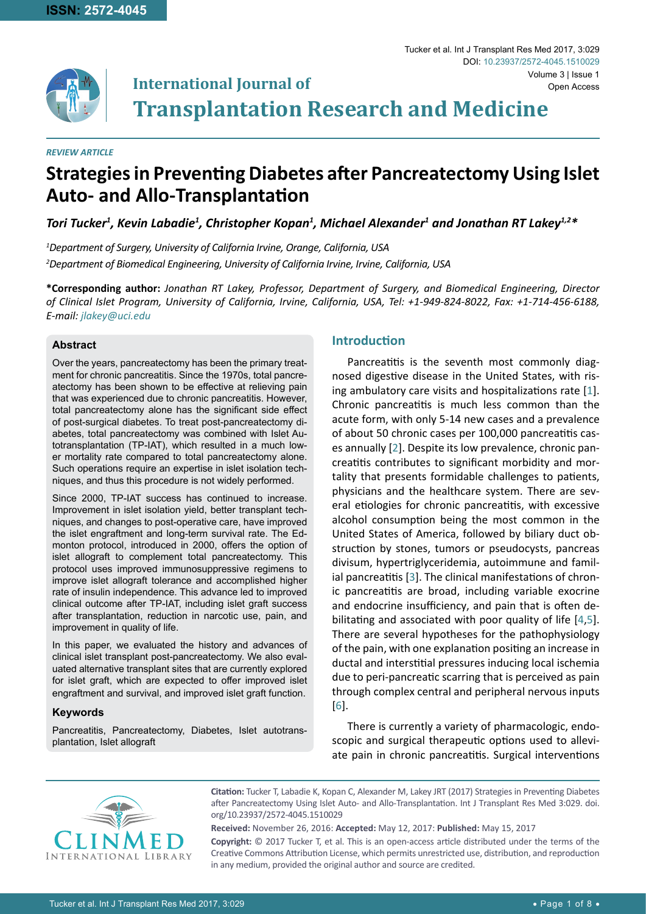ISSN: 2572-4045

# International Journal of Transplantation Research and Medicine

*REVIEW ARTICLE*

# Strategies in Preventing Diabetes after Pancreatectomy Using Islet Auto- and Allo-Transplantation

***Tori Tucker[1], Kevin Labadie[1], Christopher Kopan[1], Michael Alexander[1] and Jonathan RT Lakey[1,2]****

*[1]Department of Surgery, University of California Irvine, Orange, California, USA*

*[2]Department of Biomedical Engineering, University of California Irvine, Irvine, California, USA*

**\*Corresponding author:** *Jonathan RT Lakey, Professor, Department of Surgery, and Biomedical Engineering, Director of Clinical Islet Program, University of California, Irvine, California, USA, Tel: +1-949-824-8022, Fax: +1-714-456-6188, E-mail: jlakey@uci.edu*

## Abstract

Over the years, pancreatectomy has been the primary treatment for chronic pancreatitis. Since the 1970s, total pancreatectomy has been shown to be effective at relieving pain that was experienced due to chronic pancreatitis. However, total pancreatectomy alone has the significant side effect of post-surgical diabetes. To treat post-pancreatectomy diabetes, total pancreatectomy was combined with Islet Autotransplantation (TP-IAT), which resulted in a much lower mortality rate compared to total pancreatectomy alone. Such operations require an expertise in islet isolation techniques, and thus this procedure is not widely performed.

Since 2000, TP-IAT success has continued to increase. Improvement in islet isolation yield, better transplant techniques, and changes to post-operative care, have improved the islet engraftment and long-term survival rate. The Edmonton protocol, introduced in 2000, offers the option of islet allograft to complement total pancreatectomy. This protocol uses improved immunosuppressive regimens to improve islet allograft tolerance and accomplished higher rate of insulin independence. This advance led to improved clinical outcome after TP-IAT, including islet graft success after transplantation, reduction in narcotic use, pain, and improvement in quality of life.

In this paper, we evaluated the history and advances of clinical islet transplant post-pancreatectomy. We also evaluated alternative transplant sites that are currently explored for islet graft, which are expected to offer improved islet engraftment and survival, and improved islet graft function.

### Keywords

Pancreatitis, Pancreatectomy, Diabetes, Islet autotransplantation, Islet allograft

## Introduction

Pancreatitis is the seventh most commonly diagnosed digestive disease in the United States, with rising ambulatory care visits and hospitalizations rate [1]. Chronic pancreatitis is much less common than the acute form, with only 5-14 new cases and a prevalence of about 50 chronic cases per 100,000 pancreatitis cases annually [2]. Despite its low prevalence, chronic pancreatitis contributes to significant morbidity and mortality that presents formidable challenges to patients, physicians and the healthcare system. There are several etiologies for chronic pancreatitis, with excessive alcohol consumption being the most common in the United States of America, followed by biliary duct obstruction by stones, tumors or pseudocysts, pancreas divisum, hypertriglyceridemia, autoimmune and familial pancreatitis [3]. The clinical manifestations of chronic pancreatitis are broad, including variable exocrine and endocrine insufficiency, and pain that is often debilitating and associated with poor quality of life [4,5]. There are several hypotheses for the pathophysiology of the pain, with one explanation positing an increase in ductal and interstitial pressures inducing local ischemia due to peri-pancreatic scarring that is perceived as pain through complex central and peripheral nervous inputs [6].

There is currently a variety of pharmacologic, endoscopic and surgical therapeutic options used to alleviate pain in chronic pancreatitis. Surgical interventions

**Citation:** Tucker T, Labadie K, Kopan C, Alexander M, Lakey JRT (2017) Strategies in Preventing Diabetes after Pancreatectomy Using Islet Auto- and Allo-Transplantation. Int J Transplant Res Med 3:029. doi.org/10.23937/2572-4045.1510029

**Received:** November 26, 2016: **Accepted:** May 12, 2017: **Published:** May 15, 2017

**Copyright:** © 2017 Tucker T, et al. This is an open-access article distributed under the terms of the Creative Commons Attribution License, which permits unrestricted use, distribution, and reproduction in any medium, provided the original author and source are credited.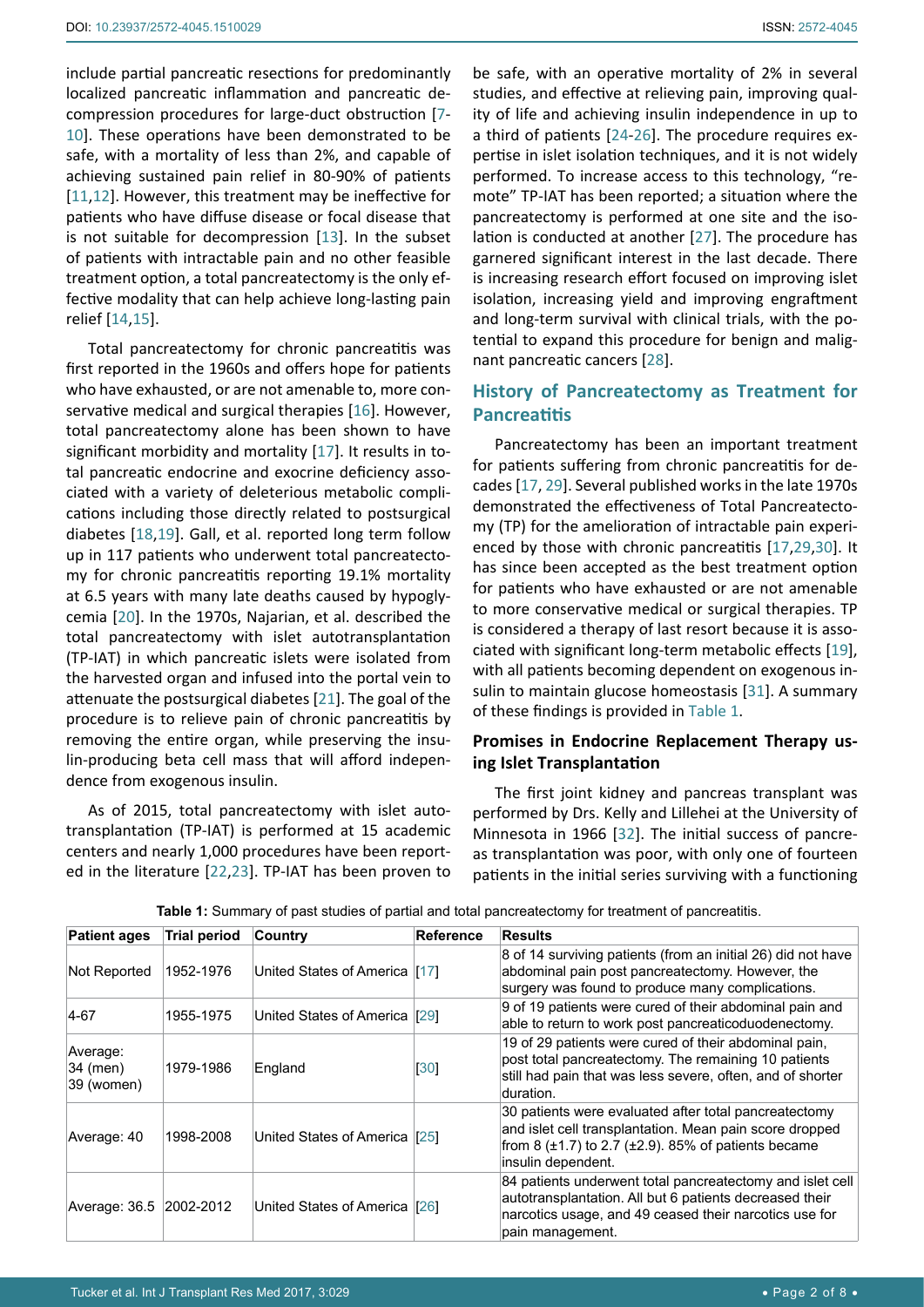include partial pancreatic resections for predominantly localized pancreatic inflammation and pancreatic decompression procedures for large-duct obstruction [7-10]. These operations have been demonstrated to be safe, with a mortality of less than 2%, and capable of achieving sustained pain relief in 80-90% of patients [11,12]. However, this treatment may be ineffective for patients who have diffuse disease or focal disease that is not suitable for decompression [13]. In the subset of patients with intractable pain and no other feasible treatment option, a total pancreatectomy is the only effective modality that can help achieve long-lasting pain relief [14,15].

Total pancreatectomy for chronic pancreatitis was first reported in the 1960s and offers hope for patients who have exhausted, or are not amenable to, more conservative medical and surgical therapies [16]. However, total pancreatectomy alone has been shown to have significant morbidity and mortality [17]. It results in total pancreatic endocrine and exocrine deficiency associated with a variety of deleterious metabolic complications including those directly related to postsurgical diabetes [18,19]. Gall, et al. reported long term follow up in 117 patients who underwent total pancreatectomy for chronic pancreatitis reporting 19.1% mortality at 6.5 years with many late deaths caused by hypoglycemia [20]. In the 1970s, Najarian, et al. described the total pancreatectomy with islet autotransplantation (TP-IAT) in which pancreatic islets were isolated from the harvested organ and infused into the portal vein to attenuate the postsurgical diabetes [21]. The goal of the procedure is to relieve pain of chronic pancreatitis by removing the entire organ, while preserving the insulin-producing beta cell mass that will afford independence from exogenous insulin.

As of 2015, total pancreatectomy with islet autotransplantation (TP-IAT) is performed at 15 academic centers and nearly 1,000 procedures have been reported in the literature [22,23]. TP-IAT has been proven to be safe, with an operative mortality of 2% in several studies, and effective at relieving pain, improving quality of life and achieving insulin independence in up to a third of patients [24-26]. The procedure requires expertise in islet isolation techniques, and it is not widely performed. To increase access to this technology, "remote" TP-IAT has been reported; a situation where the pancreatectomy is performed at one site and the isolation is conducted at another [27]. The procedure has garnered significant interest in the last decade. There is increasing research effort focused on improving islet isolation, increasing yield and improving engraftment and long-term survival with clinical trials, with the potential to expand this procedure for benign and malignant pancreatic cancers [28].

## History of Pancreatectomy as Treatment for Pancreatitis

Pancreatectomy has been an important treatment for patients suffering from chronic pancreatitis for decades [17, 29]. Several published works in the late 1970s demonstrated the effectiveness of Total Pancreatectomy (TP) for the amelioration of intractable pain experienced by those with chronic pancreatitis [17,29,30]. It has since been accepted as the best treatment option for patients who have exhausted or are not amenable to more conservative medical or surgical therapies. TP is considered a therapy of last resort because it is associated with significant long-term metabolic effects [19], with all patients becoming dependent on exogenous insulin to maintain glucose homeostasis [31]. A summary of these findings is provided in Table 1.

## Promises in Endocrine Replacement Therapy using Islet Transplantation

The first joint kidney and pancreas transplant was performed by Drs. Kelly and Lillehei at the University of Minnesota in 1966 [32]. The initial success of pancreas transplantation was poor, with only one of fourteen patients in the initial series surviving with a functioning

**Table 1:** Summary of past studies of partial and total pancreatectomy for treatment of pancreatitis.

| Patient ages | Trial period | Country | Reference | Results |
|---|---|---|---|---|
| Not Reported | 1952-1976 | United States of America | [17] | 8 of 14 surviving patients (from an initial 26) did not have abdominal pain post pancreatectomy. However, the surgery was found to produce many complications. |
| 4-67 | 1955-1975 | United States of America | [29] | 9 of 19 patients were cured of their abdominal pain and able to return to work post pancreaticoduodenectomy. |
| Average: 34 (men) 39 (women) | 1979-1986 | England | [30] | 19 of 29 patients were cured of their abdominal pain, post total pancreatectomy. The remaining 10 patients still had pain that was less severe, often, and of shorter duration. |
| Average: 40 | 1998-2008 | United States of America | [25] | 30 patients were evaluated after total pancreatectomy and islet cell transplantation. Mean pain score dropped from 8 (±1.7) to 2.7 (±2.9). 85% of patients became insulin dependent. |
| Average: 36.5 | 2002-2012 | United States of America | [26] | 84 patients underwent total pancreatectomy and islet cell autotransplantation. All but 6 patients decreased their narcotics usage, and 49 ceased their narcotics use for pain management. |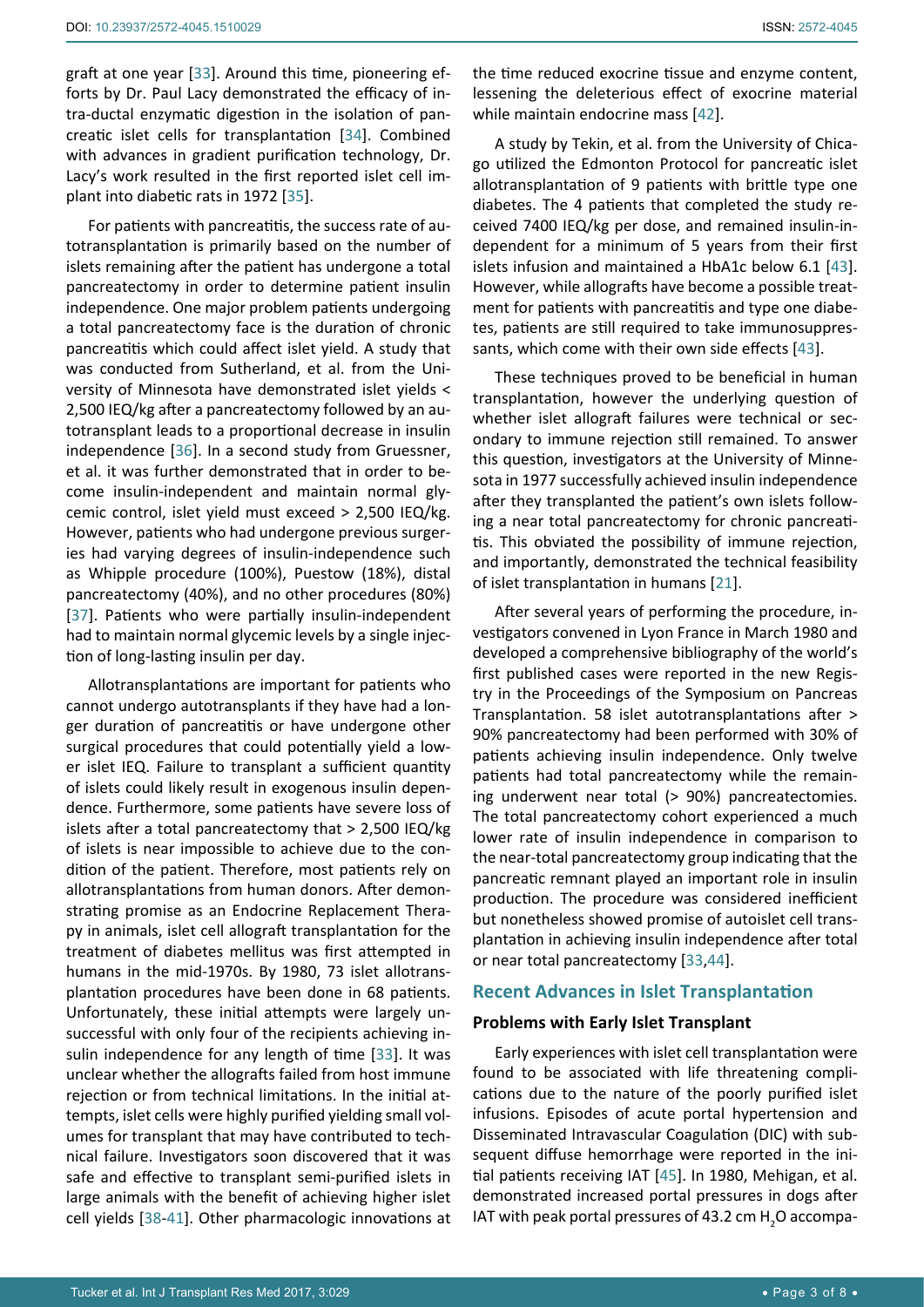graft at one year [33]. Around this time, pioneering efforts by Dr. Paul Lacy demonstrated the efficacy of intra-ductal enzymatic digestion in the isolation of pancreatic islet cells for transplantation [34]. Combined with advances in gradient purification technology, Dr. Lacy's work resulted in the first reported islet cell implant into diabetic rats in 1972 [35].

For patients with pancreatitis, the success rate of autotransplantation is primarily based on the number of islets remaining after the patient has undergone a total pancreatectomy in order to determine patient insulin independence. One major problem patients undergoing a total pancreatectomy face is the duration of chronic pancreatitis which could affect islet yield. A study that was conducted from Sutherland, et al. from the University of Minnesota have demonstrated islet yields < 2,500 IEQ/kg after a pancreatectomy followed by an autotransplant leads to a proportional decrease in insulin independence [36]. In a second study from Gruessner, et al. it was further demonstrated that in order to become insulin-independent and maintain normal glycemic control, islet yield must exceed > 2,500 IEQ/kg. However, patients who had undergone previous surgeries had varying degrees of insulin-independence such as Whipple procedure (100%), Puestow (18%), distal pancreatectomy (40%), and no other procedures (80%) [37]. Patients who were partially insulin-independent had to maintain normal glycemic levels by a single injection of long-lasting insulin per day.

Allotransplantations are important for patients who cannot undergo autotransplants if they have had a longer duration of pancreatitis or have undergone other surgical procedures that could potentially yield a lower islet IEQ. Failure to transplant a sufficient quantity of islets could likely result in exogenous insulin dependence. Furthermore, some patients have severe loss of islets after a total pancreatectomy that > 2,500 IEQ/kg of islets is near impossible to achieve due to the condition of the patient. Therefore, most patients rely on allotransplantations from human donors. After demonstrating promise as an Endocrine Replacement Therapy in animals, islet cell allograft transplantation for the treatment of diabetes mellitus was first attempted in humans in the mid-1970s. By 1980, 73 islet allotransplantation procedures have been done in 68 patients. Unfortunately, these initial attempts were largely unsuccessful with only four of the recipients achieving insulin independence for any length of time [33]. It was unclear whether the allografts failed from host immune rejection or from technical limitations. In the initial attempts, islet cells were highly purified yielding small volumes for transplant that may have contributed to technical failure. Investigators soon discovered that it was safe and effective to transplant semi-purified islets in large animals with the benefit of achieving higher islet cell yields [38-41]. Other pharmacologic innovations at the time reduced exocrine tissue and enzyme content, lessening the deleterious effect of exocrine material while maintain endocrine mass [42].

A study by Tekin, et al. from the University of Chicago utilized the Edmonton Protocol for pancreatic islet allotransplantation of 9 patients with brittle type one diabetes. The 4 patients that completed the study received 7400 IEQ/kg per dose, and remained insulin-independent for a minimum of 5 years from their first islets infusion and maintained a HbA1c below 6.1 [43]. However, while allografts have become a possible treatment for patients with pancreatitis and type one diabetes, patients are still required to take immunosuppressants, which come with their own side effects [43].

These techniques proved to be beneficial in human transplantation, however the underlying question of whether islet allograft failures were technical or secondary to immune rejection still remained. To answer this question, investigators at the University of Minnesota in 1977 successfully achieved insulin independence after they transplanted the patient's own islets following a near total pancreatectomy for chronic pancreatitis. This obviated the possibility of immune rejection, and importantly, demonstrated the technical feasibility of islet transplantation in humans [21].

After several years of performing the procedure, investigators convened in Lyon France in March 1980 and developed a comprehensive bibliography of the world's first published cases were reported in the new Registry in the Proceedings of the Symposium on Pancreas Transplantation. 58 islet autotransplantations after > 90% pancreatectomy had been performed with 30% of patients achieving insulin independence. Only twelve patients had total pancreatectomy while the remaining underwent near total (> 90%) pancreatectomies. The total pancreatectomy cohort experienced a much lower rate of insulin independence in comparison to the near-total pancreatectomy group indicating that the pancreatic remnant played an important role in insulin production. The procedure was considered inefficient but nonetheless showed promise of autoislet cell transplantation in achieving insulin independence after total or near total pancreatectomy [33,44].

## Recent Advances in Islet Transplantation

### Problems with Early Islet Transplant

Early experiences with islet cell transplantation were found to be associated with life threatening complications due to the nature of the poorly purified islet infusions. Episodes of acute portal hypertension and Disseminated Intravascular Coagulation (DIC) with subsequent diffuse hemorrhage were reported in the initial patients receiving IAT [45]. In 1980, Mehigan, et al. demonstrated increased portal pressures in dogs after IAT with peak portal pressures of 43.2 cm $H_2O$ accompa-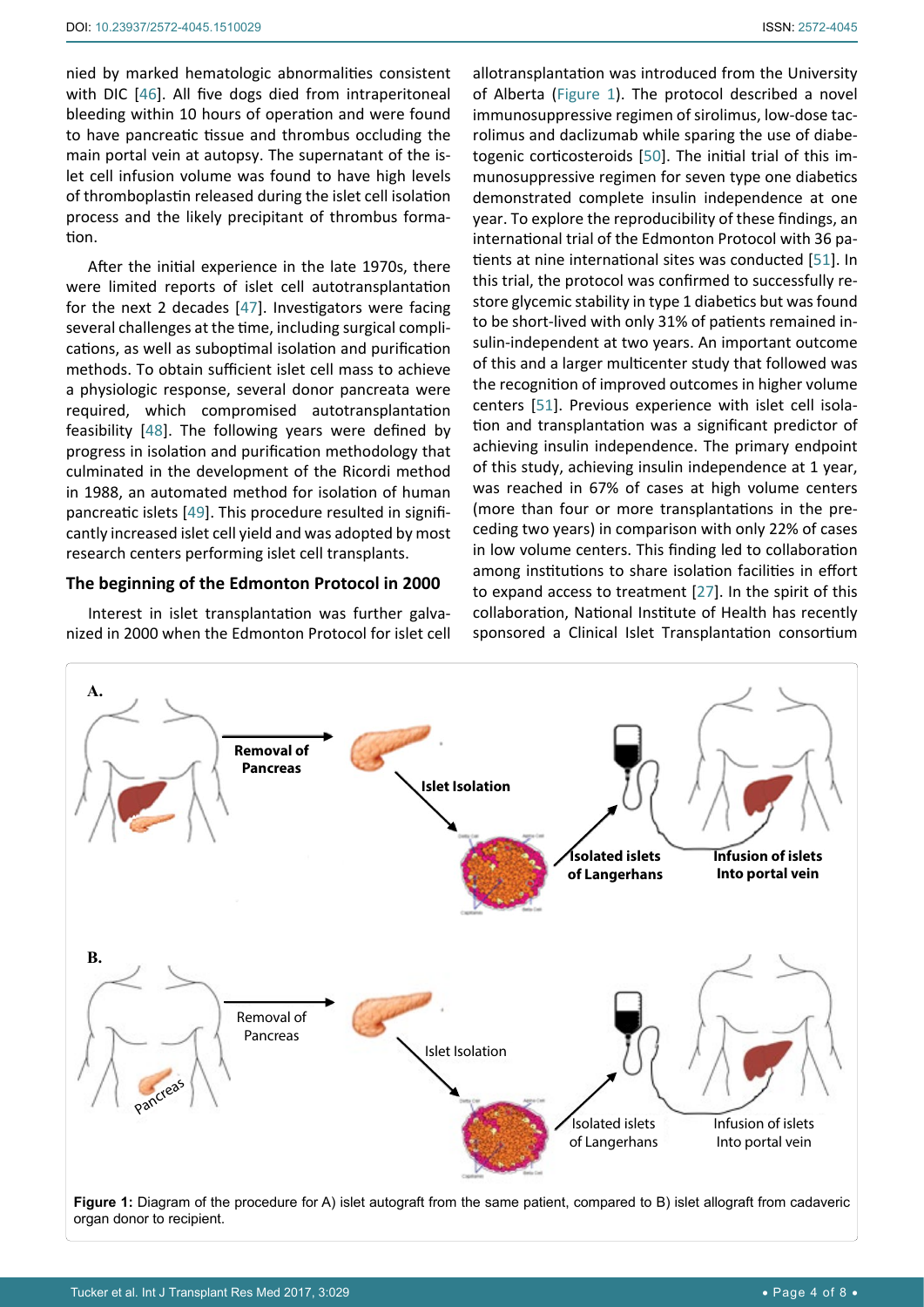nied by marked hematologic abnormalities consistent with DIC [46]. All five dogs died from intraperitoneal bleeding within 10 hours of operation and were found to have pancreatic tissue and thrombus occluding the main portal vein at autopsy. The supernatant of the islet cell infusion volume was found to have high levels of thromboplastin released during the islet cell isolation process and the likely precipitant of thrombus formation.

After the initial experience in the late 1970s, there were limited reports of islet cell autotransplantation for the next 2 decades [47]. Investigators were facing several challenges at the time, including surgical complications, as well as suboptimal isolation and purification methods. To obtain sufficient islet cell mass to achieve a physiologic response, several donor pancreata were required, which compromised autotransplantation feasibility [48]. The following years were defined by progress in isolation and purification methodology that culminated in the development of the Ricordi method in 1988, an automated method for isolation of human pancreatic islets [49]. This procedure resulted in significantly increased islet cell yield and was adopted by most research centers performing islet cell transplants.

## The beginning of the Edmonton Protocol in 2000

Interest in islet transplantation was further galvanized in 2000 when the Edmonton Protocol for islet cell allotransplantation was introduced from the University of Alberta (Figure 1). The protocol described a novel immunosuppressive regimen of sirolimus, low-dose tacrolimus and daclizumab while sparing the use of diabetogenic corticosteroids [50]. The initial trial of this immunosuppressive regimen for seven type one diabetics demonstrated complete insulin independence at one year. To explore the reproducibility of these findings, an international trial of the Edmonton Protocol with 36 patients at nine international sites was conducted [51]. In this trial, the protocol was confirmed to successfully restore glycemic stability in type 1 diabetics but was found to be short-lived with only 31% of patients remained insulin-independent at two years. An important outcome of this and a larger multicenter study that followed was the recognition of improved outcomes in higher volume centers [51]. Previous experience with islet cell isolation and transplantation was a significant predictor of achieving insulin independence. The primary endpoint of this study, achieving insulin independence at 1 year, was reached in 67% of cases at high volume centers (more than four or more transplantations in the preceding two years) in comparison with only 22% of cases in low volume centers. This finding led to collaboration among institutions to share isolation facilities in effort to expand access to treatment [27]. In the spirit of this collaboration, National Institute of Health has recently sponsored a Clinical Islet Transplantation consortium

**Figure 1:** Diagram of the procedure for A) islet autograft from the same patient, compared to B) islet allograft from cadaveric organ donor to recipient.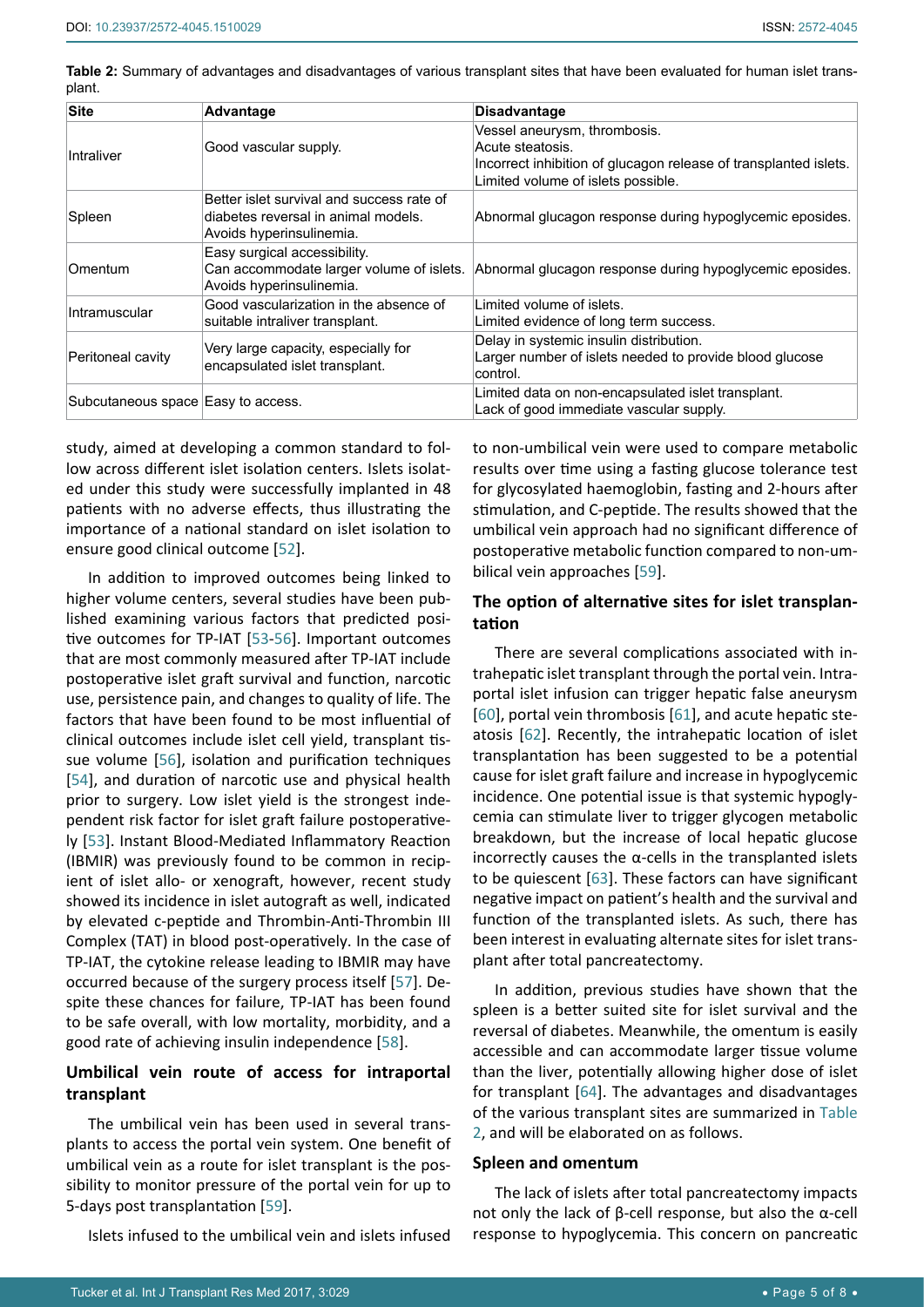**Table 2:** Summary of advantages and disadvantages of various transplant sites that have been evaluated for human islet transplant.

| Site | Advantage | Disadvantage |
|---|---|---|
| Intraliver | Good vascular supply. | Vessel aneurysm, thrombosis.<br>Acute steatosis.<br>Incorrect inhibition of glucagon release of transplanted islets.<br>Limited volume of islets possible. |
| Spleen | Better islet survival and success rate of diabetes reversal in animal models.<br>Avoids hyperinsulinemia. | Abnormal glucagon response during hypoglycemic eposides. |
| Omentum | Easy surgical accessibility.<br>Can accommodate larger volume of islets.<br>Avoids hyperinsulinemia. | Abnormal glucagon response during hypoglycemic eposides. |
| Intramuscular | Good vascularization in the absence of suitable intraliver transplant. | Limited volume of islets.<br>Limited evidence of long term success. |
| Peritoneal cavity | Very large capacity, especially for encapsulated islet transplant. | Delay in systemic insulin distribution.<br>Larger number of islets needed to provide blood glucose control. |
| Subcutaneous space | Easy to access. | Limited data on non-encapsulated islet transplant.<br>Lack of good immediate vascular supply. |

study, aimed at developing a common standard to follow across different islet isolation centers. Islets isolated under this study were successfully implanted in 48 patients with no adverse effects, thus illustrating the importance of a national standard on islet isolation to ensure good clinical outcome [52].

In addition to improved outcomes being linked to higher volume centers, several studies have been published examining various factors that predicted positive outcomes for TP-IAT [53-56]. Important outcomes that are most commonly measured after TP-IAT include postoperative islet graft survival and function, narcotic use, persistence pain, and changes to quality of life. The factors that have been found to be most influential of clinical outcomes include islet cell yield, transplant tissue volume [56], isolation and purification techniques [54], and duration of narcotic use and physical health prior to surgery. Low islet yield is the strongest independent risk factor for islet graft failure postoperatively [53]. Instant Blood-Mediated Inflammatory Reaction (IBMIR) was previously found to be common in recipient of islet allo- or xenograft, however, recent study showed its incidence in islet autograft as well, indicated by elevated c-peptide and Thrombin-Anti-Thrombin III Complex (TAT) in blood post-operatively. In the case of TP-IAT, the cytokine release leading to IBMIR may have occurred because of the surgery process itself [57]. Despite these chances for failure, TP-IAT has been found to be safe overall, with low mortality, morbidity, and a good rate of achieving insulin independence [58].

## Umbilical vein route of access for intraportal transplant

The umbilical vein has been used in several transplants to access the portal vein system. One benefit of umbilical vein as a route for islet transplant is the possibility to monitor pressure of the portal vein for up to 5-days post transplantation [59].

Islets infused to the umbilical vein and islets infused to non-umbilical vein were used to compare metabolic results over time using a fasting glucose tolerance test for glycosylated haemoglobin, fasting and 2-hours after stimulation, and C-peptide. The results showed that the umbilical vein approach had no significant difference of postoperative metabolic function compared to non-umbilical vein approaches [59].

## The option of alternative sites for islet transplantation

There are several complications associated with intrahepatic islet transplant through the portal vein. Intraportal islet infusion can trigger hepatic false aneurysm [60], portal vein thrombosis [61], and acute hepatic steatosis [62]. Recently, the intrahepatic location of islet transplantation has been suggested to be a potential cause for islet graft failure and increase in hypoglycemic incidence. One potential issue is that systemic hypoglycemia can stimulate liver to trigger glycogen metabolic breakdown, but the increase of local hepatic glucose incorrectly causes the α-cells in the transplanted islets to be quiescent [63]. These factors can have significant negative impact on patient's health and the survival and function of the transplanted islets. As such, there has been interest in evaluating alternate sites for islet transplant after total pancreatectomy.

In addition, previous studies have shown that the spleen is a better suited site for islet survival and the reversal of diabetes. Meanwhile, the omentum is easily accessible and can accommodate larger tissue volume than the liver, potentially allowing higher dose of islet for transplant [64]. The advantages and disadvantages of the various transplant sites are summarized in Table 2, and will be elaborated on as follows.

## Spleen and omentum

The lack of islets after total pancreatectomy impacts not only the lack of β-cell response, but also the α-cell response to hypoglycemia. This concern on pancreatic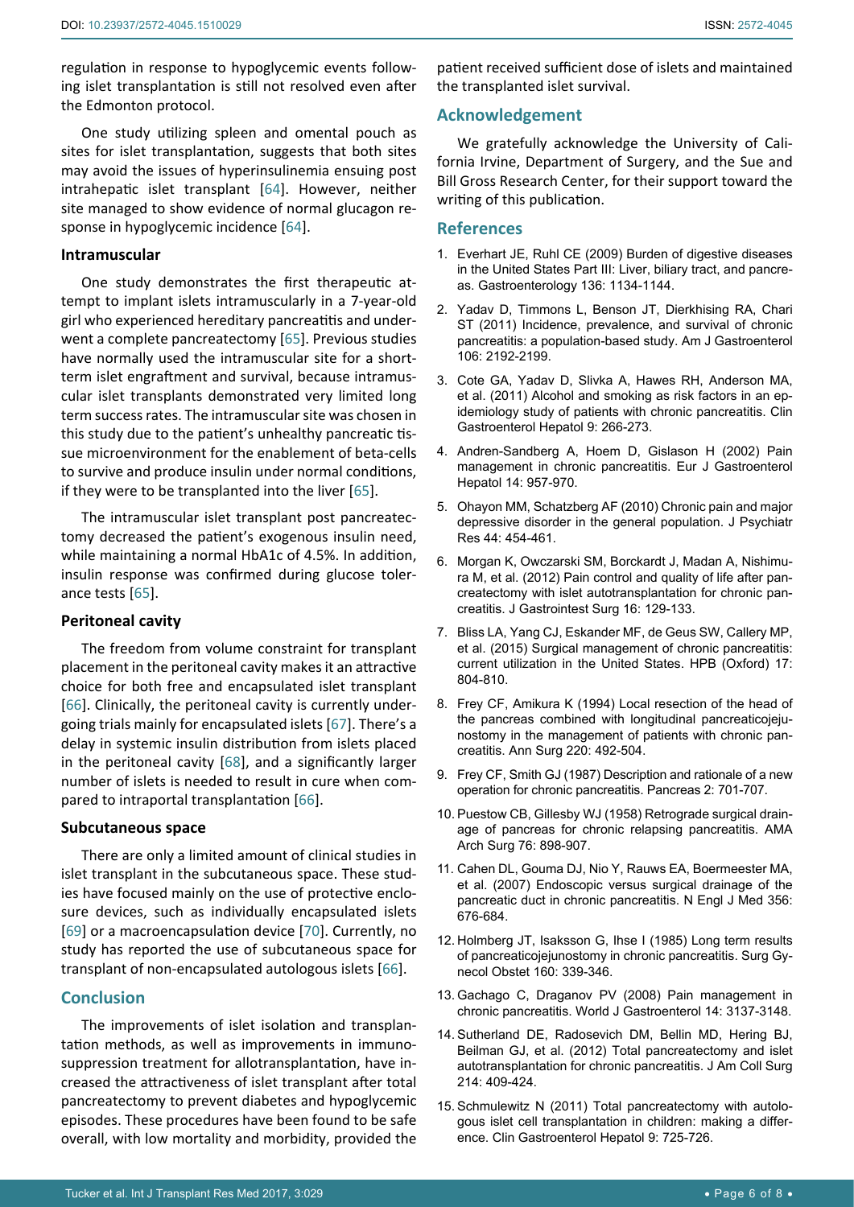regulation in response to hypoglycemic events following islet transplantation is still not resolved even after the Edmonton protocol.

One study utilizing spleen and omental pouch as sites for islet transplantation, suggests that both sites may avoid the issues of hyperinsulinemia ensuing post intrahepatic islet transplant [64]. However, neither site managed to show evidence of normal glucagon response in hypoglycemic incidence [64].

### Intramuscular

One study demonstrates the first therapeutic attempt to implant islets intramuscularly in a 7-year-old girl who experienced hereditary pancreatitis and underwent a complete pancreatectomy [65]. Previous studies have normally used the intramuscular site for a short-term islet engraftment and survival, because intramuscular islet transplants demonstrated very limited long term success rates. The intramuscular site was chosen in this study due to the patient's unhealthy pancreatic tissue microenvironment for the enablement of beta-cells to survive and produce insulin under normal conditions, if they were to be transplanted into the liver [65].

The intramuscular islet transplant post pancreatectomy decreased the patient's exogenous insulin need, while maintaining a normal HbA1c of 4.5%. In addition, insulin response was confirmed during glucose tolerance tests [65].

### Peritoneal cavity

The freedom from volume constraint for transplant placement in the peritoneal cavity makes it an attractive choice for both free and encapsulated islet transplant [66]. Clinically, the peritoneal cavity is currently undergoing trials mainly for encapsulated islets [67]. There's a delay in systemic insulin distribution from islets placed in the peritoneal cavity [68], and a significantly larger number of islets is needed to result in cure when compared to intraportal transplantation [66].

### Subcutaneous space

There are only a limited amount of clinical studies in islet transplant in the subcutaneous space. These studies have focused mainly on the use of protective enclosure devices, such as individually encapsulated islets [69] or a macroencapsulation device [70]. Currently, no study has reported the use of subcutaneous space for transplant of non-encapsulated autologous islets [66].

## Conclusion

The improvements of islet isolation and transplantation methods, as well as improvements in immunosuppression treatment for allotransplantation, have increased the attractiveness of islet transplant after total pancreatectomy to prevent diabetes and hypoglycemic episodes. These procedures have been found to be safe overall, with low mortality and morbidity, provided the patient received sufficient dose of islets and maintained the transplanted islet survival.

## Acknowledgement

We gratefully acknowledge the University of California Irvine, Department of Surgery, and the Sue and Bill Gross Research Center, for their support toward the writing of this publication.

## References

1. Everhart JE, Ruhl CE (2009) Burden of digestive diseases in the United States Part III: Liver, biliary tract, and pancreas. Gastroenterology 136: 1134-1144.
2. Yadav D, Timmons L, Benson JT, Dierkhising RA, Chari ST (2011) Incidence, prevalence, and survival of chronic pancreatitis: a population-based study. Am J Gastroenterol 106: 2192-2199.
3. Cote GA, Yadav D, Slivka A, Hawes RH, Anderson MA, et al. (2011) Alcohol and smoking as risk factors in an epidemiology study of patients with chronic pancreatitis. Clin Gastroenterol Hepatol 9: 266-273.
4. Andren-Sandberg A, Hoem D, Gislason H (2002) Pain management in chronic pancreatitis. Eur J Gastroenterol Hepatol 14: 957-970.
5. Ohayon MM, Schatzberg AF (2010) Chronic pain and major depressive disorder in the general population. J Psychiatr Res 44: 454-461.
6. Morgan K, Owczarski SM, Borckardt J, Madan A, Nishimura M, et al. (2012) Pain control and quality of life after pancreatectomy with islet autotransplantation for chronic pancreatitis. J Gastrointest Surg 16: 129-133.
7. Bliss LA, Yang CJ, Eskander MF, de Geus SW, Callery MP, et al. (2015) Surgical management of chronic pancreatitis: current utilization in the United States. HPB (Oxford) 17: 804-810.
8. Frey CF, Amikura K (1994) Local resection of the head of the pancreas combined with longitudinal pancreaticojejunostomy in the management of patients with chronic pancreatitis. Ann Surg 220: 492-504.
9. Frey CF, Smith GJ (1987) Description and rationale of a new operation for chronic pancreatitis. Pancreas 2: 701-707.
10. Puestow CB, Gillesby WJ (1958) Retrograde surgical drainage of pancreas for chronic relapsing pancreatitis. AMA Arch Surg 76: 898-907.
11. Cahen DL, Gouma DJ, Nio Y, Rauws EA, Boermeester MA, et al. (2007) Endoscopic versus surgical drainage of the pancreatic duct in chronic pancreatitis. N Engl J Med 356: 676-684.
12. Holmberg JT, Isaksson G, Ihse I (1985) Long term results of pancreaticojejunostomy in chronic pancreatitis. Surg Gynecol Obstet 160: 339-346.
13. Gachago C, Draganov PV (2008) Pain management in chronic pancreatitis. World J Gastroenterol 14: 3137-3148.
14. Sutherland DE, Radosevich DM, Bellin MD, Hering BJ, Beilman GJ, et al. (2012) Total pancreatectomy and islet autotransplantation for chronic pancreatitis. J Am Coll Surg 214: 409-424.
15. Schmulewitz N (2011) Total pancreatectomy with autologous islet cell transplantation in children: making a difference. Clin Gastroenterol Hepatol 9: 725-726.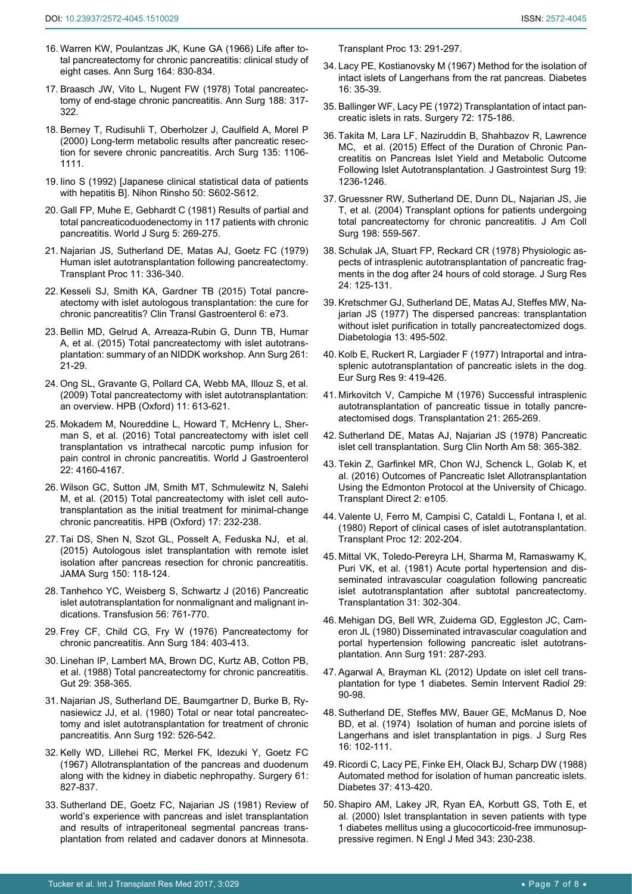16. Warren KW, Poulantzas JK, Kune GA (1966) Life after total pancreatectomy for chronic pancreatitis: clinical study of eight cases. Ann Surg 164: 830-834.
17. Braasch JW, Vito L, Nugent FW (1978) Total pancreatectomy of end-stage chronic pancreatitis. Ann Surg 188: 317-322.
18. Berney T, Rudisuhli T, Oberholzer J, Caulfield A, Morel P (2000) Long-term metabolic results after pancreatic resection for severe chronic pancreatitis. Arch Surg 135: 1106-1111.
19. Iino S (1992) [Japanese clinical statistical data of patients with hepatitis B]. Nihon Rinsho 50: S602-S612.
20. Gall FP, Muhe E, Gebhardt C (1981) Results of partial and total pancreaticoduodenectomy in 117 patients with chronic pancreatitis. World J Surg 5: 269-275.
21. Najarian JS, Sutherland DE, Matas AJ, Goetz FC (1979) Human islet autotransplantation following pancreatectomy. Transplant Proc 11: 336-340.
22. Kesseli SJ, Smith KA, Gardner TB (2015) Total pancreatectomy with islet autologous transplantation: the cure for chronic pancreatitis? Clin Transl Gastroenterol 6: e73.
23. Bellin MD, Gelrud A, Arreaza-Rubin G, Dunn TB, Humar A, et al. (2015) Total pancreatectomy with islet autotransplantation: summary of an NIDDK workshop. Ann Surg 261: 21-29.
24. Ong SL, Gravante G, Pollard CA, Webb MA, Illouz S, et al. (2009) Total pancreatectomy with islet autotransplantation: an overview. HPB (Oxford) 11: 613-621.
25. Mokadem M, Noureddine L, Howard T, McHenry L, Sherman S, et al. (2016) Total pancreatectomy with islet cell transplantation vs intrathecal narcotic pump infusion for pain control in chronic pancreatitis. World J Gastroenterol 22: 4160-4167.
26. Wilson GC, Sutton JM, Smith MT, Schmulewitz N, Salehi M, et al. (2015) Total pancreatectomy with islet cell autotransplantation as the initial treatment for minimal-change chronic pancreatitis. HPB (Oxford) 17: 232-238.
27. Tai DS, Shen N, Szot GL, Posselt A, Feduska NJ, et al. (2015) Autologous islet transplantation with remote islet isolation after pancreas resection for chronic pancreatitis. JAMA Surg 150: 118-124.
28. Tanhehco YC, Weisberg S, Schwartz J (2016) Pancreatic islet autotransplantation for nonmalignant and malignant indications. Transfusion 56: 761-770.
29. Frey CF, Child CG, Fry W (1976) Pancreatectomy for chronic pancreatitis. Ann Surg 184: 403-413.
30. Linehan IP, Lambert MA, Brown DC, Kurtz AB, Cotton PB, et al. (1988) Total pancreatectomy for chronic pancreatitis. Gut 29: 358-365.
31. Najarian JS, Sutherland DE, Baumgartner D, Burke B, Rynasiewicz JJ, et al. (1980) Total or near total pancreatectomy and islet autotransplantation for treatment of chronic pancreatitis. Ann Surg 192: 526-542.
32. Kelly WD, Lillehei RC, Merkel FK, Idezuki Y, Goetz FC (1967) Allotransplantation of the pancreas and duodenum along with the kidney in diabetic nephropathy. Surgery 61: 827-837.
33. Sutherland DE, Goetz FC, Najarian JS (1981) Review of world's experience with pancreas and islet transplantation and results of intraperitoneal segmental pancreas transplantation from related and cadaver donors at Minnesota. Transplant Proc 13: 291-297.
34. Lacy PE, Kostianovsky M (1967) Method for the isolation of intact islets of Langerhans from the rat pancreas. Diabetes 16: 35-39.
35. Ballinger WF, Lacy PE (1972) Transplantation of intact pancreatic islets in rats. Surgery 72: 175-186.
36. Takita M, Lara LF, Naziruddin B, Shahbazov R, Lawrence MC, et al. (2015) Effect of the Duration of Chronic Pancreatitis on Pancreas Islet Yield and Metabolic Outcome Following Islet Autotransplantation. J Gastrointest Surg 19: 1236-1246.
37. Gruessner RW, Sutherland DE, Dunn DL, Najarian JS, Jie T, et al. (2004) Transplant options for patients undergoing total pancreatectomy for chronic pancreatitis. J Am Coll Surg 198: 559-567.
38. Schulak JA, Stuart FP, Reckard CR (1978) Physiologic aspects of intrasplenic autotransplantation of pancreatic fragments in the dog after 24 hours of cold storage. J Surg Res 24: 125-131.
39. Kretschmer GJ, Sutherland DE, Matas AJ, Steffes MW, Najarian JS (1977) The dispersed pancreas: transplantation without islet purification in totally pancreatectomized dogs. Diabetologia 13: 495-502.
40. Kolb E, Ruckert R, Largiader F (1977) Intraportal and intrasplenic autotransplantation of pancreatic islets in the dog. Eur Surg Res 9: 419-426.
41. Mirkovitch V, Campiche M (1976) Successful intrasplenic autotransplantation of pancreatic tissue in totally pancreatectomised dogs. Transplantation 21: 265-269.
42. Sutherland DE, Matas AJ, Najarian JS (1978) Pancreatic islet cell transplantation. Surg Clin North Am 58: 365-382.
43. Tekin Z, Garfinkel MR, Chon WJ, Schenck L, Golab K, et al. (2016) Outcomes of Pancreatic Islet Allotransplantation Using the Edmonton Protocol at the University of Chicago. Transplant Direct 2: e105.
44. Valente U, Ferro M, Campisi C, Cataldi L, Fontana I, et al. (1980) Report of clinical cases of islet autotransplantation. Transplant Proc 12: 202-204.
45. Mittal VK, Toledo-Pereyra LH, Sharma M, Ramaswamy K, Puri VK, et al. (1981) Acute portal hypertension and disseminated intravascular coagulation following pancreatic islet autotransplantation after subtotal pancreatectomy. Transplantation 31: 302-304.
46. Mehigan DG, Bell WR, Zuidema GD, Eggleston JC, Cameron JL (1980) Disseminated intravascular coagulation and portal hypertension following pancreatic islet autotransplantation. Ann Surg 191: 287-293.
47. Agarwal A, Brayman KL (2012) Update on islet cell transplantation for type 1 diabetes. Semin Intervent Radiol 29: 90-98.
48. Sutherland DE, Steffes MW, Bauer GE, McManus D, Noe BD, et al. (1974) Isolation of human and porcine islets of Langerhans and islet transplantation in pigs. J Surg Res 16: 102-111.
49. Ricordi C, Lacy PE, Finke EH, Olack BJ, Scharp DW (1988) Automated method for isolation of human pancreatic islets. Diabetes 37: 413-420.
50. Shapiro AM, Lakey JR, Ryan EA, Korbutt GS, Toth E, et al. (2000) Islet transplantation in seven patients with type 1 diabetes mellitus using a glucocorticoid-free immunosuppressive regimen. N Engl J Med 343: 230-238.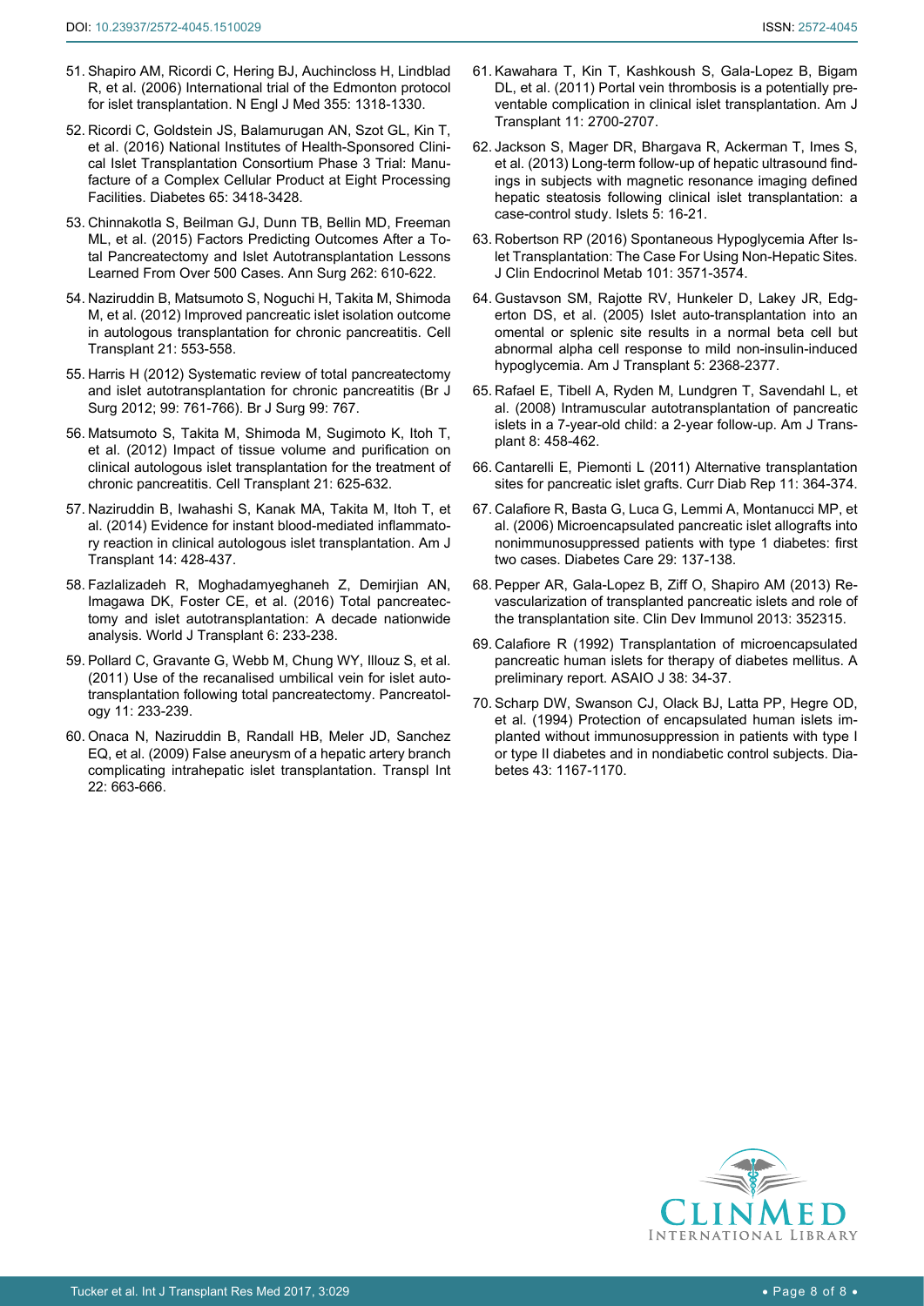51. Shapiro AM, Ricordi C, Hering BJ, Auchincloss H, Lindblad R, et al. (2006) International trial of the Edmonton protocol for islet transplantation. N Engl J Med 355: 1318-1330.
52. Ricordi C, Goldstein JS, Balamurugan AN, Szot GL, Kin T, et al. (2016) National Institutes of Health-Sponsored Clinical Islet Transplantation Consortium Phase 3 Trial: Manufacture of a Complex Cellular Product at Eight Processing Facilities. Diabetes 65: 3418-3428.
53. Chinnakotla S, Beilman GJ, Dunn TB, Bellin MD, Freeman ML, et al. (2015) Factors Predicting Outcomes After a Total Pancreatectomy and Islet Autotransplantation Lessons Learned From Over 500 Cases. Ann Surg 262: 610-622.
54. Naziruddin B, Matsumoto S, Noguchi H, Takita M, Shimoda M, et al. (2012) Improved pancreatic islet isolation outcome in autologous transplantation for chronic pancreatitis. Cell Transplant 21: 553-558.
55. Harris H (2012) Systematic review of total pancreatectomy and islet autotransplantation for chronic pancreatitis (Br J Surg 2012; 99: 761-766). Br J Surg 99: 767.
56. Matsumoto S, Takita M, Shimoda M, Sugimoto K, Itoh T, et al. (2012) Impact of tissue volume and purification on clinical autologous islet transplantation for the treatment of chronic pancreatitis. Cell Transplant 21: 625-632.
57. Naziruddin B, Iwahashi S, Kanak MA, Takita M, Itoh T, et al. (2014) Evidence for instant blood-mediated inflammatory reaction in clinical autologous islet transplantation. Am J Transplant 14: 428-437.
58. Fazlalizadeh R, Moghadamyeghaneh Z, Demirjian AN, Imagawa DK, Foster CE, et al. (2016) Total pancreatectomy and islet autotransplantation: A decade nationwide analysis. World J Transplant 6: 233-238.
59. Pollard C, Gravante G, Webb M, Chung WY, Illouz S, et al. (2011) Use of the recanalised umbilical vein for islet autotransplantation following total pancreatectomy. Pancreatology 11: 233-239.
60. Onaca N, Naziruddin B, Randall HB, Meler JD, Sanchez EQ, et al. (2009) False aneurysm of a hepatic artery branch complicating intrahepatic islet transplantation. Transpl Int 22: 663-666.
61. Kawahara T, Kin T, Kashkoush S, Gala-Lopez B, Bigam DL, et al. (2011) Portal vein thrombosis is a potentially preventable complication in clinical islet transplantation. Am J Transplant 11: 2700-2707.
62. Jackson S, Mager DR, Bhargava R, Ackerman T, Imes S, et al. (2013) Long-term follow-up of hepatic ultrasound findings in subjects with magnetic resonance imaging defined hepatic steatosis following clinical islet transplantation: a case-control study. Islets 5: 16-21.
63. Robertson RP (2016) Spontaneous Hypoglycemia After Islet Transplantation: The Case For Using Non-Hepatic Sites. J Clin Endocrinol Metab 101: 3571-3574.
64. Gustavson SM, Rajotte RV, Hunkeler D, Lakey JR, Edgerton DS, et al. (2005) Islet auto-transplantation into an omental or splenic site results in a normal beta cell but abnormal alpha cell response to mild non-insulin-induced hypoglycemia. Am J Transplant 5: 2368-2377.
65. Rafael E, Tibell A, Ryden M, Lundgren T, Savendahl L, et al. (2008) Intramuscular autotransplantation of pancreatic islets in a 7-year-old child: a 2-year follow-up. Am J Transplant 8: 458-462.
66. Cantarelli E, Piemonti L (2011) Alternative transplantation sites for pancreatic islet grafts. Curr Diab Rep 11: 364-374.
67. Calafiore R, Basta G, Luca G, Lemmi A, Montanucci MP, et al. (2006) Microencapsulated pancreatic islet allografts into nonimmunosuppressed patients with type 1 diabetes: first two cases. Diabetes Care 29: 137-138.
68. Pepper AR, Gala-Lopez B, Ziff O, Shapiro AM (2013) Revascularization of transplanted pancreatic islets and role of the transplantation site. Clin Dev Immunol 2013: 352315.
69. Calafiore R (1992) Transplantation of microencapsulated pancreatic human islets for therapy of diabetes mellitus. A preliminary report. ASAIO J 38: 34-37.
70. Scharp DW, Swanson CJ, Olack BJ, Latta PP, Hegre OD, et al. (1994) Protection of encapsulated human islets implanted without immunosuppression in patients with type I or type II diabetes and in nondiabetic control subjects. Diabetes 43: 1167-1170.